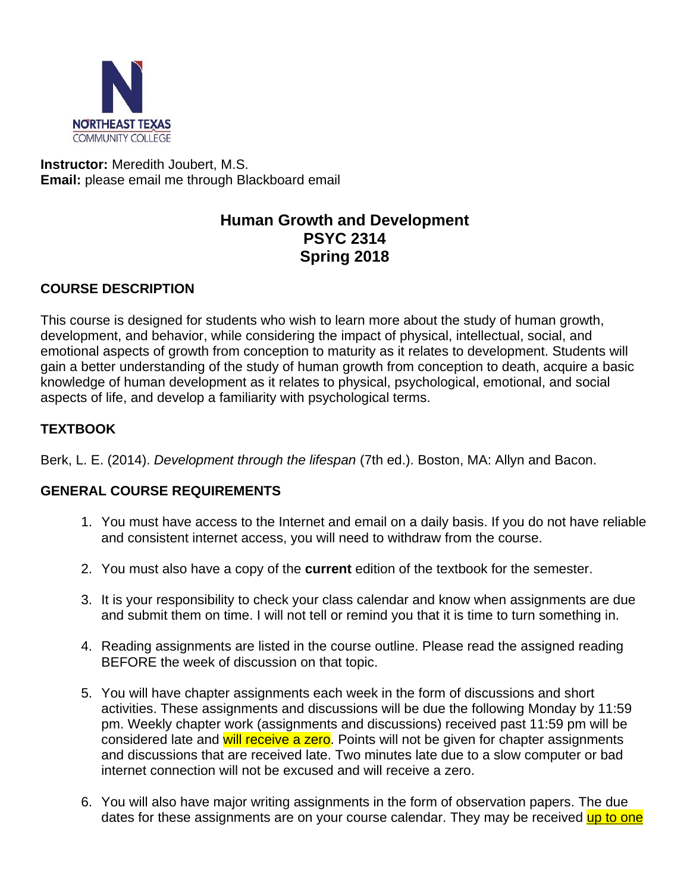NORTHEAST TEXAS COMMUNITY COLLEGE

**Instructor:** Meredith Joubert, M.S.
**Email:** please email me through Blackboard email

# Human Growth and Development
# PSYC 2314
# Spring 2018

## COURSE DESCRIPTION

This course is designed for students who wish to learn more about the study of human growth, development, and behavior, while considering the impact of physical, intellectual, social, and emotional aspects of growth from conception to maturity as it relates to development. Students will gain a better understanding of the study of human growth from conception to death, acquire a basic knowledge of human development as it relates to physical, psychological, emotional, and social aspects of life, and develop a familiarity with psychological terms.

## TEXTBOOK

Berk, L. E. (2014). *Development through the lifespan* (7th ed.). Boston, MA: Allyn and Bacon.

## GENERAL COURSE REQUIREMENTS

1. You must have access to the Internet and email on a daily basis. If you do not have reliable and consistent internet access, you will need to withdraw from the course.

2. You must also have a copy of the **current** edition of the textbook for the semester.

3. It is your responsibility to check your class calendar and know when assignments are due and submit them on time. I will not tell or remind you that it is time to turn something in.

4. Reading assignments are listed in the course outline. Please read the assigned reading BEFORE the week of discussion on that topic.

5. You will have chapter assignments each week in the form of discussions and short activities. These assignments and discussions will be due the following Monday by 11:59 pm. Weekly chapter work (assignments and discussions) received past 11:59 pm will be considered late and will receive a zero. Points will not be given for chapter assignments and discussions that are received late. Two minutes late due to a slow computer or bad internet connection will not be excused and will receive a zero.

6. You will also have major writing assignments in the form of observation papers. The due dates for these assignments are on your course calendar. They may be received up to one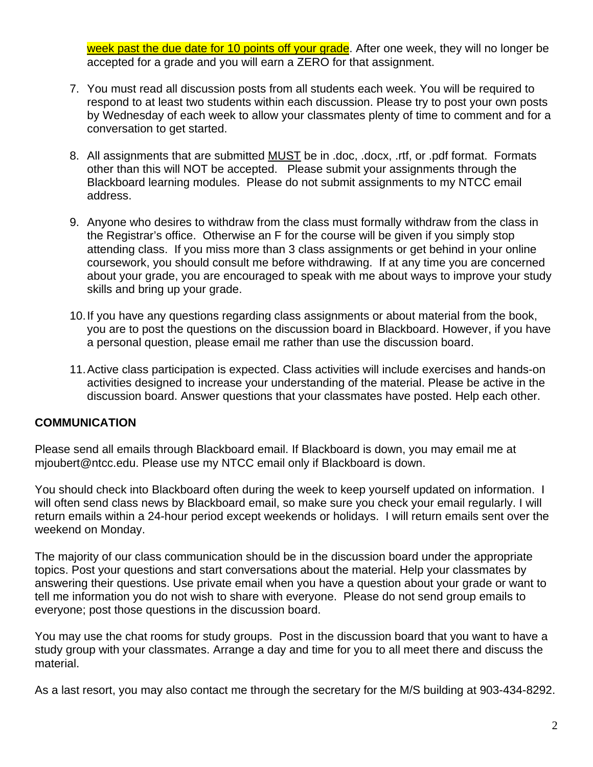week past the due date for 10 points off your grade. After one week, they will no longer be accepted for a grade and you will earn a ZERO for that assignment.

7. You must read all discussion posts from all students each week. You will be required to respond to at least two students within each discussion. Please try to post your own posts by Wednesday of each week to allow your classmates plenty of time to comment and for a conversation to get started.

8. All assignments that are submitted MUST be in .doc, .docx, .rtf, or .pdf format. Formats other than this will NOT be accepted. Please submit your assignments through the Blackboard learning modules. Please do not submit assignments to my NTCC email address.

9. Anyone who desires to withdraw from the class must formally withdraw from the class in the Registrar's office. Otherwise an F for the course will be given if you simply stop attending class. If you miss more than 3 class assignments or get behind in your online coursework, you should consult me before withdrawing. If at any time you are concerned about your grade, you are encouraged to speak with me about ways to improve your study skills and bring up your grade.

10. If you have any questions regarding class assignments or about material from the book, you are to post the questions on the discussion board in Blackboard. However, if you have a personal question, please email me rather than use the discussion board.

11. Active class participation is expected. Class activities will include exercises and hands-on activities designed to increase your understanding of the material. Please be active in the discussion board. Answer questions that your classmates have posted. Help each other.

## COMMUNICATION

Please send all emails through Blackboard email. If Blackboard is down, you may email me at mjoubert@ntcc.edu. Please use my NTCC email only if Blackboard is down.

You should check into Blackboard often during the week to keep yourself updated on information. I will often send class news by Blackboard email, so make sure you check your email regularly. I will return emails within a 24-hour period except weekends or holidays. I will return emails sent over the weekend on Monday.

The majority of our class communication should be in the discussion board under the appropriate topics. Post your questions and start conversations about the material. Help your classmates by answering their questions. Use private email when you have a question about your grade or want to tell me information you do not wish to share with everyone. Please do not send group emails to everyone; post those questions in the discussion board.

You may use the chat rooms for study groups. Post in the discussion board that you want to have a study group with your classmates. Arrange a day and time for you to all meet there and discuss the material.

As a last resort, you may also contact me through the secretary for the M/S building at 903-434-8292.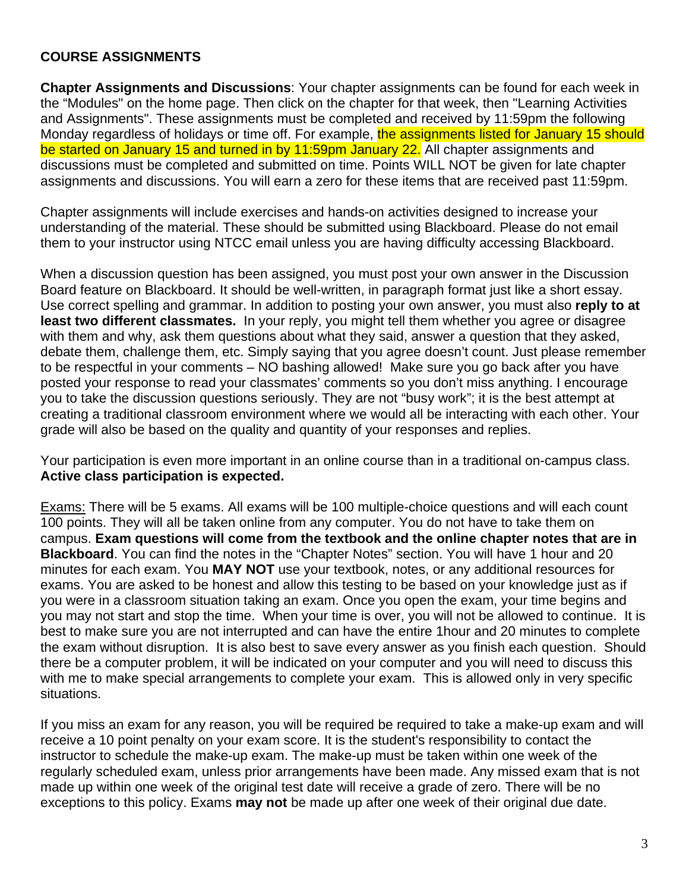**COURSE ASSIGNMENTS**

**Chapter Assignments and Discussions**: Your chapter assignments can be found for each week in the "Modules" on the home page. Then click on the chapter for that week, then "Learning Activities and Assignments". These assignments must be completed and received by 11:59pm the following Monday regardless of holidays or time off. For example, the assignments listed for January 15 should be started on January 15 and turned in by 11:59pm January 22. All chapter assignments and discussions must be completed and submitted on time. Points WILL NOT be given for late chapter assignments and discussions. You will earn a zero for these items that are received past 11:59pm.

Chapter assignments will include exercises and hands-on activities designed to increase your understanding of the material. These should be submitted using Blackboard. Please do not email them to your instructor using NTCC email unless you are having difficulty accessing Blackboard.

When a discussion question has been assigned, you must post your own answer in the Discussion Board feature on Blackboard. It should be well-written, in paragraph format just like a short essay. Use correct spelling and grammar. In addition to posting your own answer, you must also **reply to at least two different classmates.** In your reply, you might tell them whether you agree or disagree with them and why, ask them questions about what they said, answer a question that they asked, debate them, challenge them, etc. Simply saying that you agree doesn't count. Just please remember to be respectful in your comments – NO bashing allowed! Make sure you go back after you have posted your response to read your classmates' comments so you don't miss anything. I encourage you to take the discussion questions seriously. They are not "busy work"; it is the best attempt at creating a traditional classroom environment where we would all be interacting with each other. Your grade will also be based on the quality and quantity of your responses and replies.

Your participation is even more important in an online course than in a traditional on-campus class. **Active class participation is expected.**

Exams: There will be 5 exams. All exams will be 100 multiple-choice questions and will each count 100 points. They will all be taken online from any computer. You do not have to take them on campus. **Exam questions will come from the textbook and the online chapter notes that are in Blackboard**. You can find the notes in the "Chapter Notes" section. You will have 1 hour and 20 minutes for each exam. You **MAY NOT** use your textbook, notes, or any additional resources for exams. You are asked to be honest and allow this testing to be based on your knowledge just as if you were in a classroom situation taking an exam. Once you open the exam, your time begins and you may not start and stop the time. When your time is over, you will not be allowed to continue. It is best to make sure you are not interrupted and can have the entire 1hour and 20 minutes to complete the exam without disruption. It is also best to save every answer as you finish each question. Should there be a computer problem, it will be indicated on your computer and you will need to discuss this with me to make special arrangements to complete your exam. This is allowed only in very specific situations.

If you miss an exam for any reason, you will be required be required to take a make-up exam and will receive a 10 point penalty on your exam score. It is the student's responsibility to contact the instructor to schedule the make-up exam. The make-up must be taken within one week of the regularly scheduled exam, unless prior arrangements have been made. Any missed exam that is not made up within one week of the original test date will receive a grade of zero. There will be no exceptions to this policy. Exams **may not** be made up after one week of their original due date.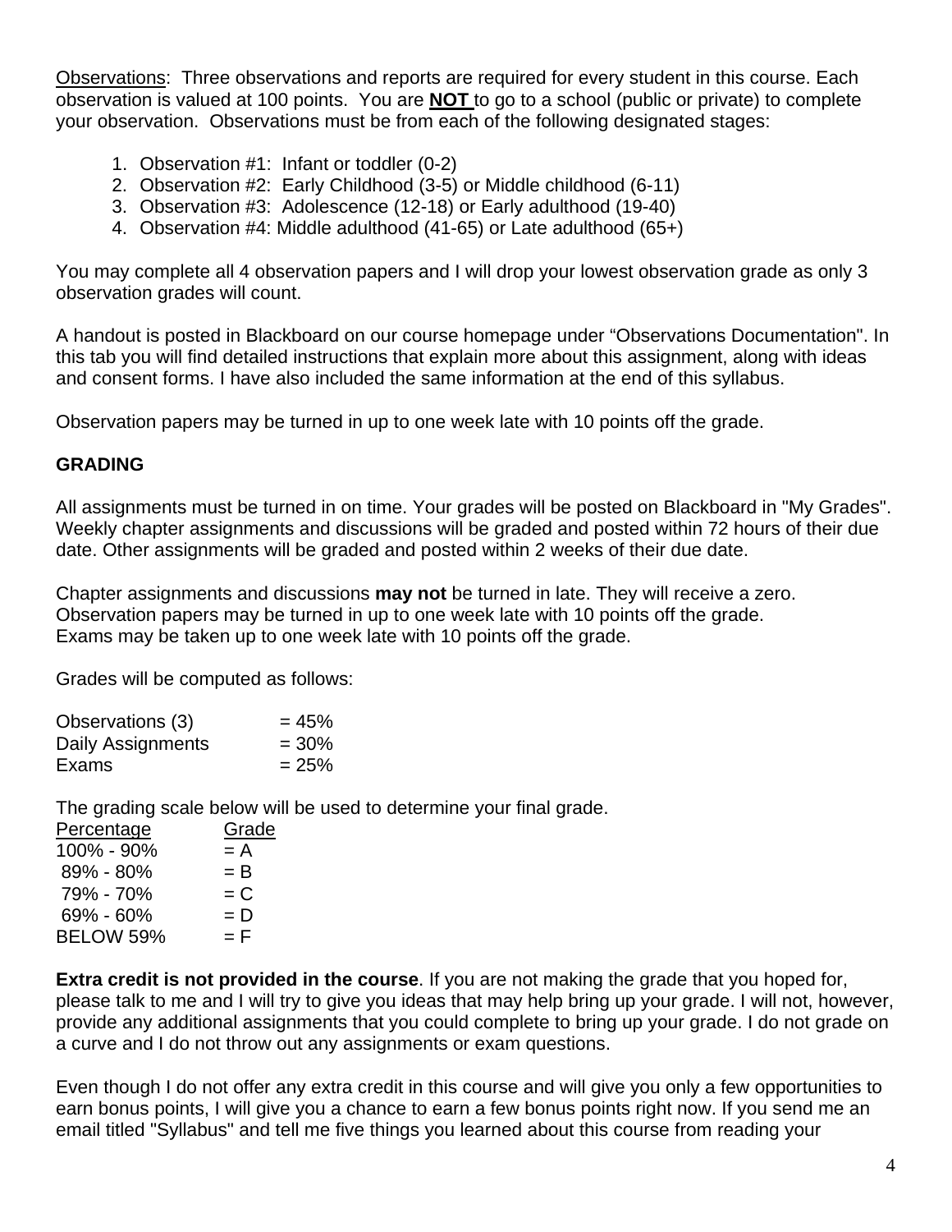Observations: Three observations and reports are required for every student in this course. Each observation is valued at 100 points. You are **NOT** to go to a school (public or private) to complete your observation. Observations must be from each of the following designated stages:

1. Observation #1: Infant or toddler (0-2)
2. Observation #2: Early Childhood (3-5) or Middle childhood (6-11)
3. Observation #3: Adolescence (12-18) or Early adulthood (19-40)
4. Observation #4: Middle adulthood (41-65) or Late adulthood (65+)

You may complete all 4 observation papers and I will drop your lowest observation grade as only 3 observation grades will count.

A handout is posted in Blackboard on our course homepage under "Observations Documentation". In this tab you will find detailed instructions that explain more about this assignment, along with ideas and consent forms. I have also included the same information at the end of this syllabus.

Observation papers may be turned in up to one week late with 10 points off the grade.

**GRADING**

All assignments must be turned in on time. Your grades will be posted on Blackboard in "My Grades". Weekly chapter assignments and discussions will be graded and posted within 72 hours of their due date. Other assignments will be graded and posted within 2 weeks of their due date.

Chapter assignments and discussions **may not** be turned in late. They will receive a zero.
Observation papers may be turned in up to one week late with 10 points off the grade.
Exams may be taken up to one week late with 10 points off the grade.

Grades will be computed as follows:

| | |
|---|---|
| Observations (3) | = 45% |
| Daily Assignments | = 30% |
| Exams | = 25% |

The grading scale below will be used to determine your final grade.

| Percentage | Grade |
|---|---|
| 100% - 90% | = A |
| 89% - 80% | = B |
| 79% - 70% | = C |
| 69% - 60% | = D |
| BELOW 59% | = F |

**Extra credit is not provided in the course**. If you are not making the grade that you hoped for, please talk to me and I will try to give you ideas that may help bring up your grade. I will not, however, provide any additional assignments that you could complete to bring up your grade. I do not grade on a curve and I do not throw out any assignments or exam questions.

Even though I do not offer any extra credit in this course and will give you only a few opportunities to earn bonus points, I will give you a chance to earn a few bonus points right now. If you send me an email titled "Syllabus" and tell me five things you learned about this course from reading your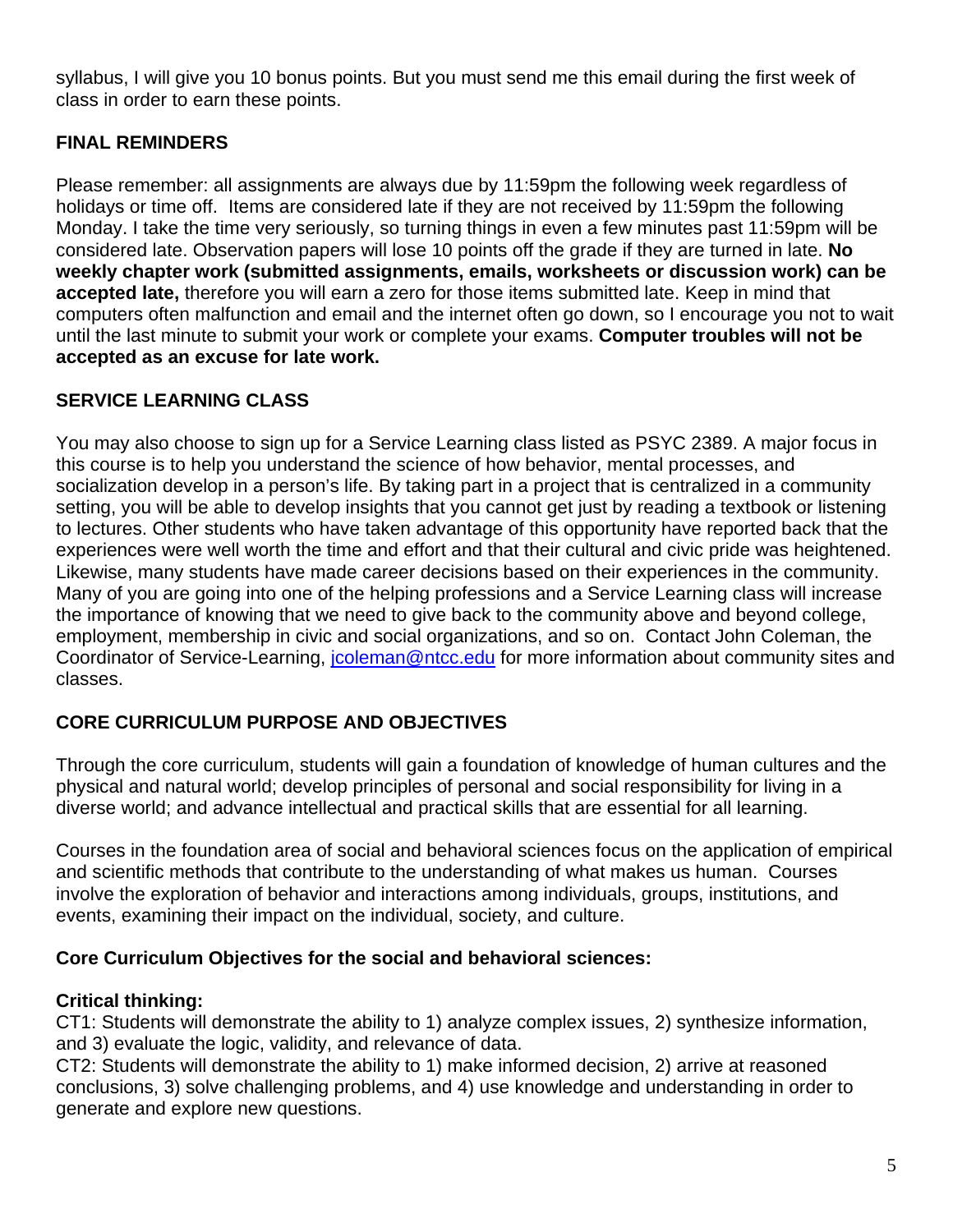syllabus, I will give you 10 bonus points. But you must send me this email during the first week of class in order to earn these points.

## FINAL REMINDERS

Please remember: all assignments are always due by 11:59pm the following week regardless of holidays or time off. Items are considered late if they are not received by 11:59pm the following Monday. I take the time very seriously, so turning things in even a few minutes past 11:59pm will be considered late. Observation papers will lose 10 points off the grade if they are turned in late. **No weekly chapter work (submitted assignments, emails, worksheets or discussion work) can be accepted late,** therefore you will earn a zero for those items submitted late. Keep in mind that computers often malfunction and email and the internet often go down, so I encourage you not to wait until the last minute to submit your work or complete your exams. **Computer troubles will not be accepted as an excuse for late work.**

## SERVICE LEARNING CLASS

You may also choose to sign up for a Service Learning class listed as PSYC 2389. A major focus in this course is to help you understand the science of how behavior, mental processes, and socialization develop in a person's life. By taking part in a project that is centralized in a community setting, you will be able to develop insights that you cannot get just by reading a textbook or listening to lectures. Other students who have taken advantage of this opportunity have reported back that the experiences were well worth the time and effort and that their cultural and civic pride was heightened. Likewise, many students have made career decisions based on their experiences in the community. Many of you are going into one of the helping professions and a Service Learning class will increase the importance of knowing that we need to give back to the community above and beyond college, employment, membership in civic and social organizations, and so on. Contact John Coleman, the Coordinator of Service-Learning, jcoleman@ntcc.edu for more information about community sites and classes.

## CORE CURRICULUM PURPOSE AND OBJECTIVES

Through the core curriculum, students will gain a foundation of knowledge of human cultures and the physical and natural world; develop principles of personal and social responsibility for living in a diverse world; and advance intellectual and practical skills that are essential for all learning.

Courses in the foundation area of social and behavioral sciences focus on the application of empirical and scientific methods that contribute to the understanding of what makes us human. Courses involve the exploration of behavior and interactions among individuals, groups, institutions, and events, examining their impact on the individual, society, and culture.

### Core Curriculum Objectives for the social and behavioral sciences:

**Critical thinking:**
CT1: Students will demonstrate the ability to 1) analyze complex issues, 2) synthesize information, and 3) evaluate the logic, validity, and relevance of data.
CT2: Students will demonstrate the ability to 1) make informed decision, 2) arrive at reasoned conclusions, 3) solve challenging problems, and 4) use knowledge and understanding in order to generate and explore new questions.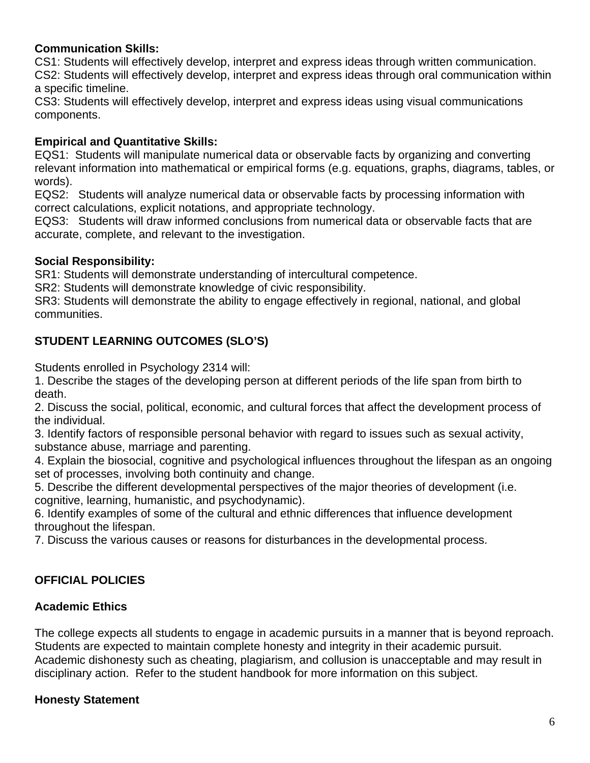**Communication Skills:**
CS1: Students will effectively develop, interpret and express ideas through written communication.
CS2: Students will effectively develop, interpret and express ideas through oral communication within a specific timeline.
CS3: Students will effectively develop, interpret and express ideas using visual communications components.

**Empirical and Quantitative Skills:**
EQS1: Students will manipulate numerical data or observable facts by organizing and converting relevant information into mathematical or empirical forms (e.g. equations, graphs, diagrams, tables, or words).
EQS2: Students will analyze numerical data or observable facts by processing information with correct calculations, explicit notations, and appropriate technology.
EQS3: Students will draw informed conclusions from numerical data or observable facts that are accurate, complete, and relevant to the investigation.

**Social Responsibility:**
SR1: Students will demonstrate understanding of intercultural competence.
SR2: Students will demonstrate knowledge of civic responsibility.
SR3: Students will demonstrate the ability to engage effectively in regional, national, and global communities.

## STUDENT LEARNING OUTCOMES (SLO'S)

Students enrolled in Psychology 2314 will:

1. Describe the stages of the developing person at different periods of the life span from birth to death.
2. Discuss the social, political, economic, and cultural forces that affect the development process of the individual.
3. Identify factors of responsible personal behavior with regard to issues such as sexual activity, substance abuse, marriage and parenting.
4. Explain the biosocial, cognitive and psychological influences throughout the lifespan as an ongoing set of processes, involving both continuity and change.
5. Describe the different developmental perspectives of the major theories of development (i.e. cognitive, learning, humanistic, and psychodynamic).
6. Identify examples of some of the cultural and ethnic differences that influence development throughout the lifespan.
7. Discuss the various causes or reasons for disturbances in the developmental process.

## OFFICIAL POLICIES

### Academic Ethics

The college expects all students to engage in academic pursuits in a manner that is beyond reproach. Students are expected to maintain complete honesty and integrity in their academic pursuit. Academic dishonesty such as cheating, plagiarism, and collusion is unacceptable and may result in disciplinary action. Refer to the student handbook for more information on this subject.

### Honesty Statement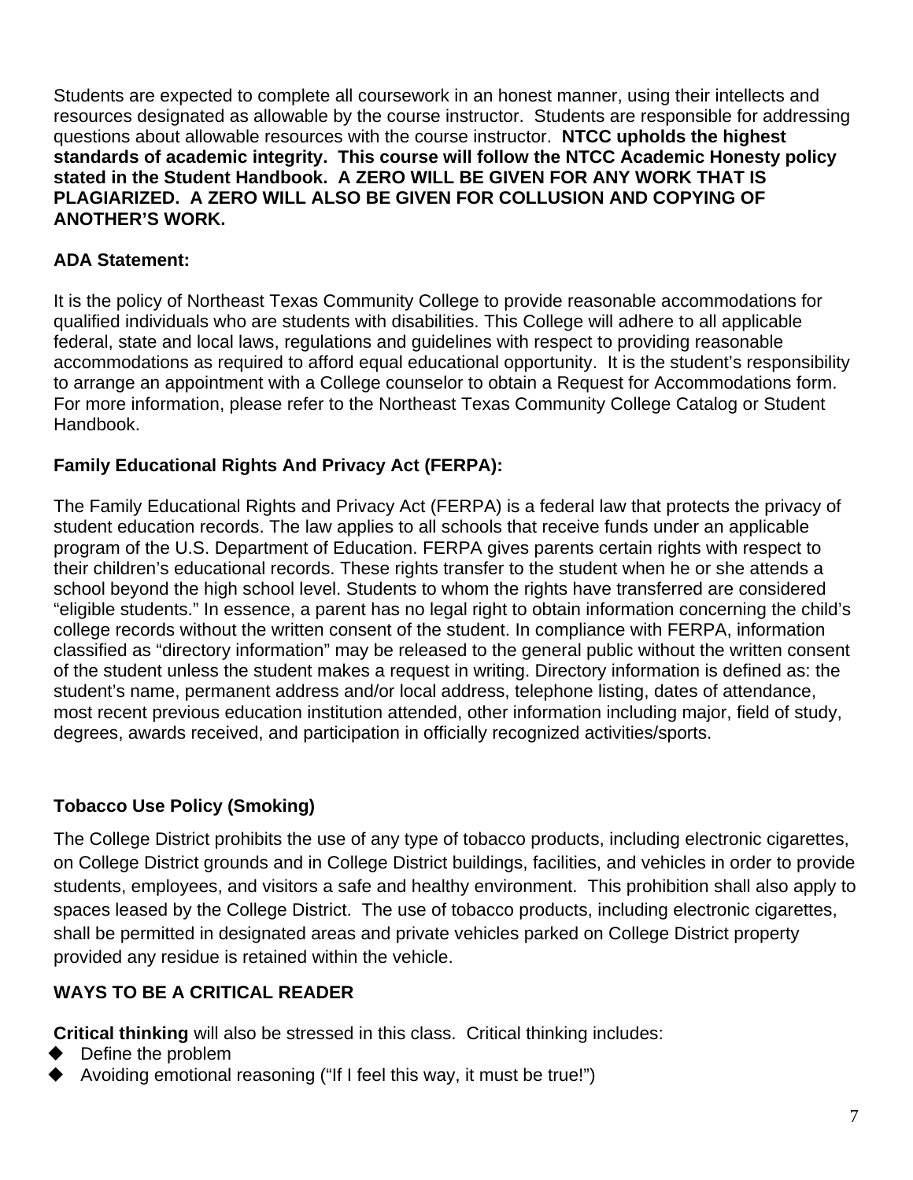Students are expected to complete all coursework in an honest manner, using their intellects and resources designated as allowable by the course instructor. Students are responsible for addressing questions about allowable resources with the course instructor. **NTCC upholds the highest standards of academic integrity. This course will follow the NTCC Academic Honesty policy stated in the Student Handbook. A ZERO WILL BE GIVEN FOR ANY WORK THAT IS PLAGIARIZED. A ZERO WILL ALSO BE GIVEN FOR COLLUSION AND COPYING OF ANOTHER'S WORK.**

**ADA Statement:**

It is the policy of Northeast Texas Community College to provide reasonable accommodations for qualified individuals who are students with disabilities. This College will adhere to all applicable federal, state and local laws, regulations and guidelines with respect to providing reasonable accommodations as required to afford equal educational opportunity. It is the student's responsibility to arrange an appointment with a College counselor to obtain a Request for Accommodations form. For more information, please refer to the Northeast Texas Community College Catalog or Student Handbook.

**Family Educational Rights And Privacy Act (FERPA):**

The Family Educational Rights and Privacy Act (FERPA) is a federal law that protects the privacy of student education records. The law applies to all schools that receive funds under an applicable program of the U.S. Department of Education. FERPA gives parents certain rights with respect to their children's educational records. These rights transfer to the student when he or she attends a school beyond the high school level. Students to whom the rights have transferred are considered "eligible students." In essence, a parent has no legal right to obtain information concerning the child's college records without the written consent of the student. In compliance with FERPA, information classified as "directory information" may be released to the general public without the written consent of the student unless the student makes a request in writing. Directory information is defined as: the student's name, permanent address and/or local address, telephone listing, dates of attendance, most recent previous education institution attended, other information including major, field of study, degrees, awards received, and participation in officially recognized activities/sports.

**Tobacco Use Policy (Smoking)**

The College District prohibits the use of any type of tobacco products, including electronic cigarettes, on College District grounds and in College District buildings, facilities, and vehicles in order to provide students, employees, and visitors a safe and healthy environment. This prohibition shall also apply to spaces leased by the College District. The use of tobacco products, including electronic cigarettes, shall be permitted in designated areas and private vehicles parked on College District property provided any residue is retained within the vehicle.

**WAYS TO BE A CRITICAL READER**

**Critical thinking** will also be stressed in this class. Critical thinking includes:

- Define the problem
- Avoiding emotional reasoning ("If I feel this way, it must be true!")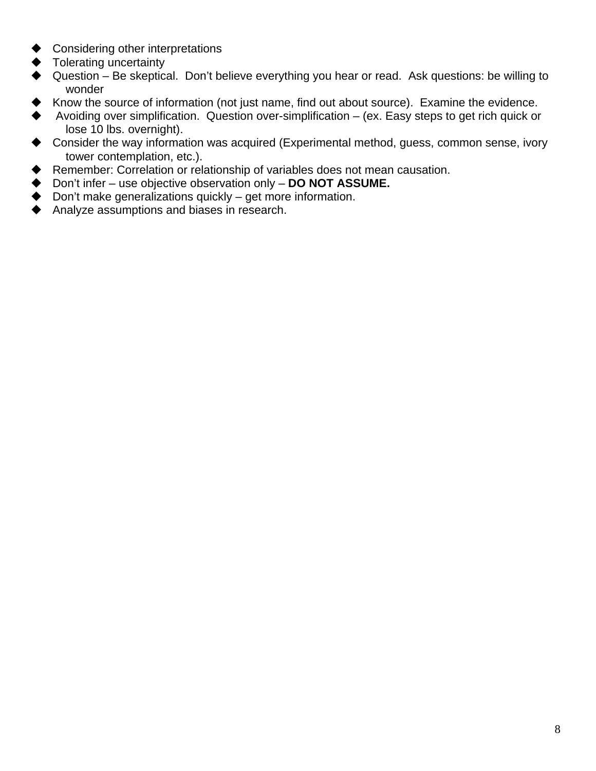- Considering other interpretations
- Tolerating uncertainty
- Question – Be skeptical. Don't believe everything you hear or read. Ask questions: be willing to wonder
- Know the source of information (not just name, find out about source). Examine the evidence.
- Avoiding over simplification. Question over-simplification – (ex. Easy steps to get rich quick or lose 10 lbs. overnight).
- Consider the way information was acquired (Experimental method, guess, common sense, ivory tower contemplation, etc.).
- Remember: Correlation or relationship of variables does not mean causation.
- Don't infer – use objective observation only – **DO NOT ASSUME.**
- Don't make generalizations quickly – get more information.
- Analyze assumptions and biases in research.